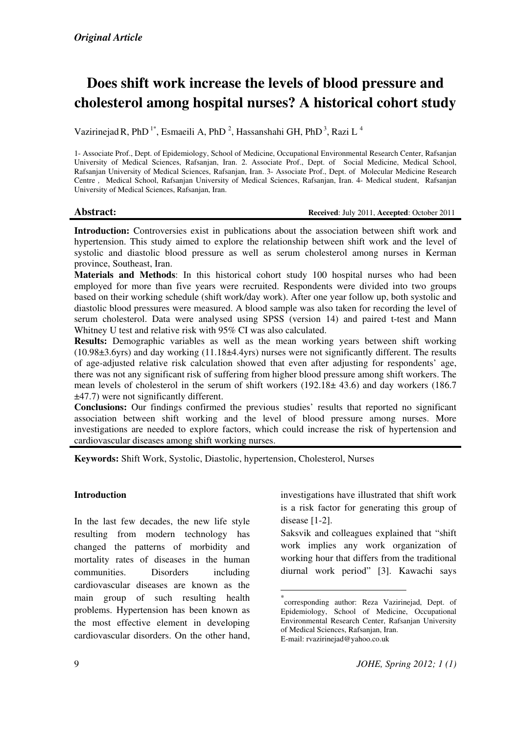*Original Article*

# Does shift work increase the levels of blood pressure and cholesterol among hospital nurses? A historical cohort study

Vazirinejad R, PhD [1*], Esmaeili A, PhD [2], Hassanshahi GH, PhD [3], Razi L [4]

1- Associate Prof., Dept. of Epidemiology, School of Medicine, Occupational Environmental Research Center, Rafsanjan University of Medical Sciences, Rafsanjan, Iran. 2. Associate Prof., Dept. of Social Medicine, Medical School, Rafsanjan University of Medical Sciences, Rafsanjan, Iran. 3- Associate Prof., Dept. of Molecular Medicine Research Centre , Medical School, Rafsanjan University of Medical Sciences, Rafsanjan, Iran. 4- Medical student, Rafsanjan University of Medical Sciences, Rafsanjan, Iran.

**Abstract:** **Received**: July 2011, **Accepted**: October 2011

**Introduction:** Controversies exist in publications about the association between shift work and hypertension. This study aimed to explore the relationship between shift work and the level of systolic and diastolic blood pressure as well as serum cholesterol among nurses in Kerman province, Southeast, Iran.

**Materials and Methods**: In this historical cohort study 100 hospital nurses who had been employed for more than five years were recruited. Respondents were divided into two groups based on their working schedule (shift work/day work). After one year follow up, both systolic and diastolic blood pressures were measured. A blood sample was also taken for recording the level of serum cholesterol. Data were analysed using SPSS (version 14) and paired t-test and Mann Whitney U test and relative risk with 95% CI was also calculated.

**Results:** Demographic variables as well as the mean working years between shift working (10.98±3.6yrs) and day working (11.18±4.4yrs) nurses were not significantly different. The results of age-adjusted relative risk calculation showed that even after adjusting for respondents' age, there was not any significant risk of suffering from higher blood pressure among shift workers. The mean levels of cholesterol in the serum of shift workers (192.18± 43.6) and day workers (186.7 ±47.7) were not significantly different.

**Conclusions:** Our findings confirmed the previous studies' results that reported no significant association between shift working and the level of blood pressure among nurses. More investigations are needed to explore factors, which could increase the risk of hypertension and cardiovascular diseases among shift working nurses.

**Keywords:** Shift Work, Systolic, Diastolic, hypertension, Cholesterol, Nurses

## Introduction

In the last few decades, the new life style resulting from modern technology has changed the patterns of morbidity and mortality rates of diseases in the human communities. Disorders including cardiovascular diseases are known as the main group of such resulting health problems. Hypertension has been known as the most effective element in developing cardiovascular disorders. On the other hand, investigations have illustrated that shift work is a risk factor for generating this group of disease [1-2].

Saksvik and colleagues explained that "shift work implies any work organization of working hour that differs from the traditional diurnal work period" [3]. Kawachi says

[*] corresponding author: Reza Vazirinejad, Dept. of Epidemiology, School of Medicine, Occupational Environmental Research Center, Rafsanjan University of Medical Sciences, Rafsanjan, Iran.
E-mail: rvazirinejad@yahoo.co.uk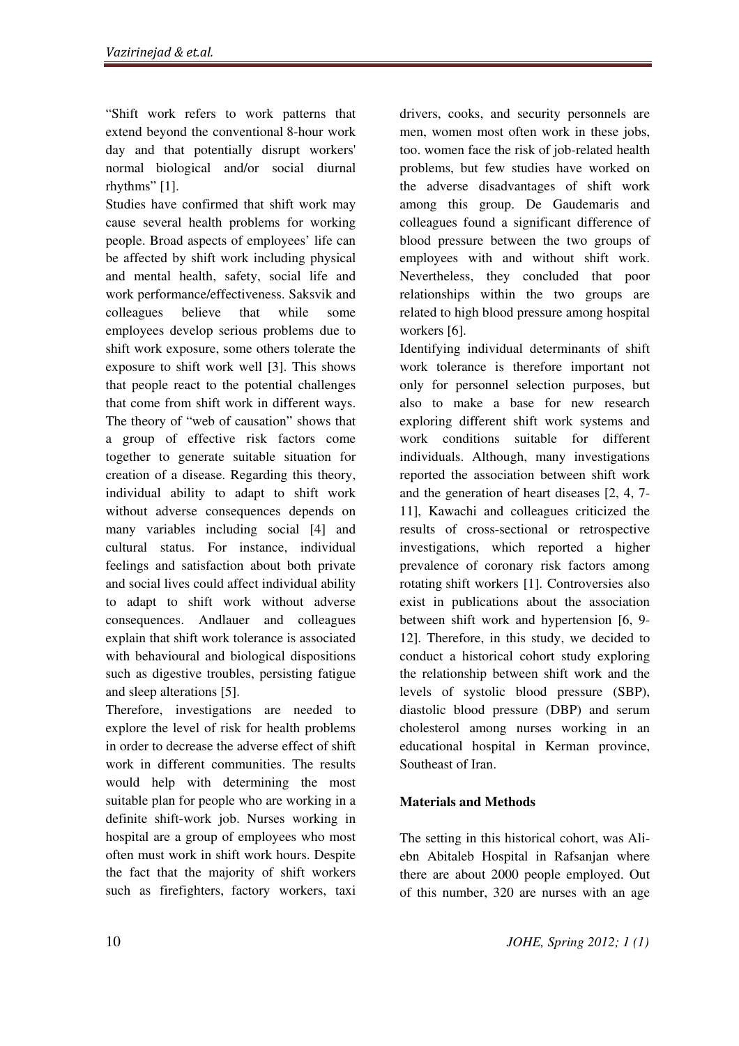"Shift work refers to work patterns that extend beyond the conventional 8-hour work day and that potentially disrupt workers' normal biological and/or social diurnal rhythms" [1].

Studies have confirmed that shift work may cause several health problems for working people. Broad aspects of employees' life can be affected by shift work including physical and mental health, safety, social life and work performance/effectiveness. Saksvik and colleagues believe that while some employees develop serious problems due to shift work exposure, some others tolerate the exposure to shift work well [3]. This shows that people react to the potential challenges that come from shift work in different ways. The theory of "web of causation" shows that a group of effective risk factors come together to generate suitable situation for creation of a disease. Regarding this theory, individual ability to adapt to shift work without adverse consequences depends on many variables including social [4] and cultural status. For instance, individual feelings and satisfaction about both private and social lives could affect individual ability to adapt to shift work without adverse consequences. Andlauer and colleagues explain that shift work tolerance is associated with behavioural and biological dispositions such as digestive troubles, persisting fatigue and sleep alterations [5].

Therefore, investigations are needed to explore the level of risk for health problems in order to decrease the adverse effect of shift work in different communities. The results would help with determining the most suitable plan for people who are working in a definite shift-work job. Nurses working in hospital are a group of employees who most often must work in shift work hours. Despite the fact that the majority of shift workers such as firefighters, factory workers, taxi drivers, cooks, and security personnels are men, women most often work in these jobs, too. women face the risk of job-related health problems, but few studies have worked on the adverse disadvantages of shift work among this group. De Gaudemaris and colleagues found a significant difference of blood pressure between the two groups of employees with and without shift work. Nevertheless, they concluded that poor relationships within the two groups are related to high blood pressure among hospital workers [6].

Identifying individual determinants of shift work tolerance is therefore important not only for personnel selection purposes, but also to make a base for new research exploring different shift work systems and work conditions suitable for different individuals. Although, many investigations reported the association between shift work and the generation of heart diseases [2, 4, 7-11], Kawachi and colleagues criticized the results of cross-sectional or retrospective investigations, which reported a higher prevalence of coronary risk factors among rotating shift workers [1]. Controversies also exist in publications about the association between shift work and hypertension [6, 9-12]. Therefore, in this study, we decided to conduct a historical cohort study exploring the relationship between shift work and the levels of systolic blood pressure (SBP), diastolic blood pressure (DBP) and serum cholesterol among nurses working in an educational hospital in Kerman province, Southeast of Iran.

## Materials and Methods

The setting in this historical cohort, was Ali-ebn Abitaleb Hospital in Rafsanjan where there are about 2000 people employed. Out of this number, 320 are nurses with an age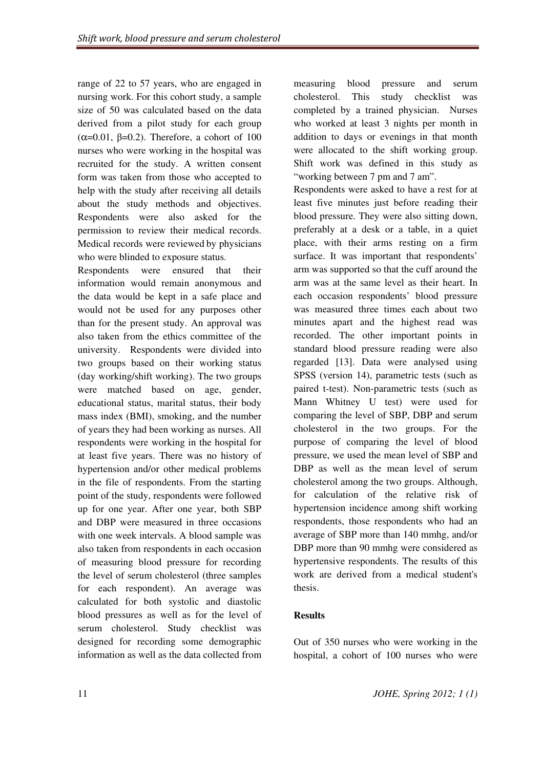range of 22 to 57 years, who are engaged in nursing work. For this cohort study, a sample size of 50 was calculated based on the data derived from a pilot study for each group ($\alpha$=0.01, $\beta$=0.2). Therefore, a cohort of 100 nurses who were working in the hospital was recruited for the study. A written consent form was taken from those who accepted to help with the study after receiving all details about the study methods and objectives. Respondents were also asked for the permission to review their medical records. Medical records were reviewed by physicians who were blinded to exposure status.

Respondents were ensured that their information would remain anonymous and the data would be kept in a safe place and would not be used for any purposes other than for the present study. An approval was also taken from the ethics committee of the university. Respondents were divided into two groups based on their working status (day working/shift working). The two groups were matched based on age, gender, educational status, marital status, their body mass index (BMI), smoking, and the number of years they had been working as nurses. All respondents were working in the hospital for at least five years. There was no history of hypertension and/or other medical problems in the file of respondents. From the starting point of the study, respondents were followed up for one year. After one year, both SBP and DBP were measured in three occasions with one week intervals. A blood sample was also taken from respondents in each occasion of measuring blood pressure for recording the level of serum cholesterol (three samples for each respondent). An average was calculated for both systolic and diastolic blood pressures as well as for the level of serum cholesterol. Study checklist was designed for recording some demographic information as well as the data collected from measuring blood pressure and serum cholesterol. This study checklist was completed by a trained physician. Nurses who worked at least 3 nights per month in addition to days or evenings in that month were allocated to the shift working group. Shift work was defined in this study as "working between 7 pm and 7 am".

Respondents were asked to have a rest for at least five minutes just before reading their blood pressure. They were also sitting down, preferably at a desk or a table, in a quiet place, with their arms resting on a firm surface. It was important that respondents' arm was supported so that the cuff around the arm was at the same level as their heart. In each occasion respondents' blood pressure was measured three times each about two minutes apart and the highest read was recorded. The other important points in standard blood pressure reading were also regarded [13]. Data were analysed using SPSS (version 14), parametric tests (such as paired t-test). Non-parametric tests (such as Mann Whitney U test) were used for comparing the level of SBP, DBP and serum cholesterol in the two groups. For the purpose of comparing the level of blood pressure, we used the mean level of SBP and DBP as well as the mean level of serum cholesterol among the two groups. Although, for calculation of the relative risk of hypertension incidence among shift working respondents, those respondents who had an average of SBP more than 140 mmhg, and/or DBP more than 90 mmhg were considered as hypertensive respondents. The results of this work are derived from a medical student's thesis.

## Results

Out of 350 nurses who were working in the hospital, a cohort of 100 nurses who were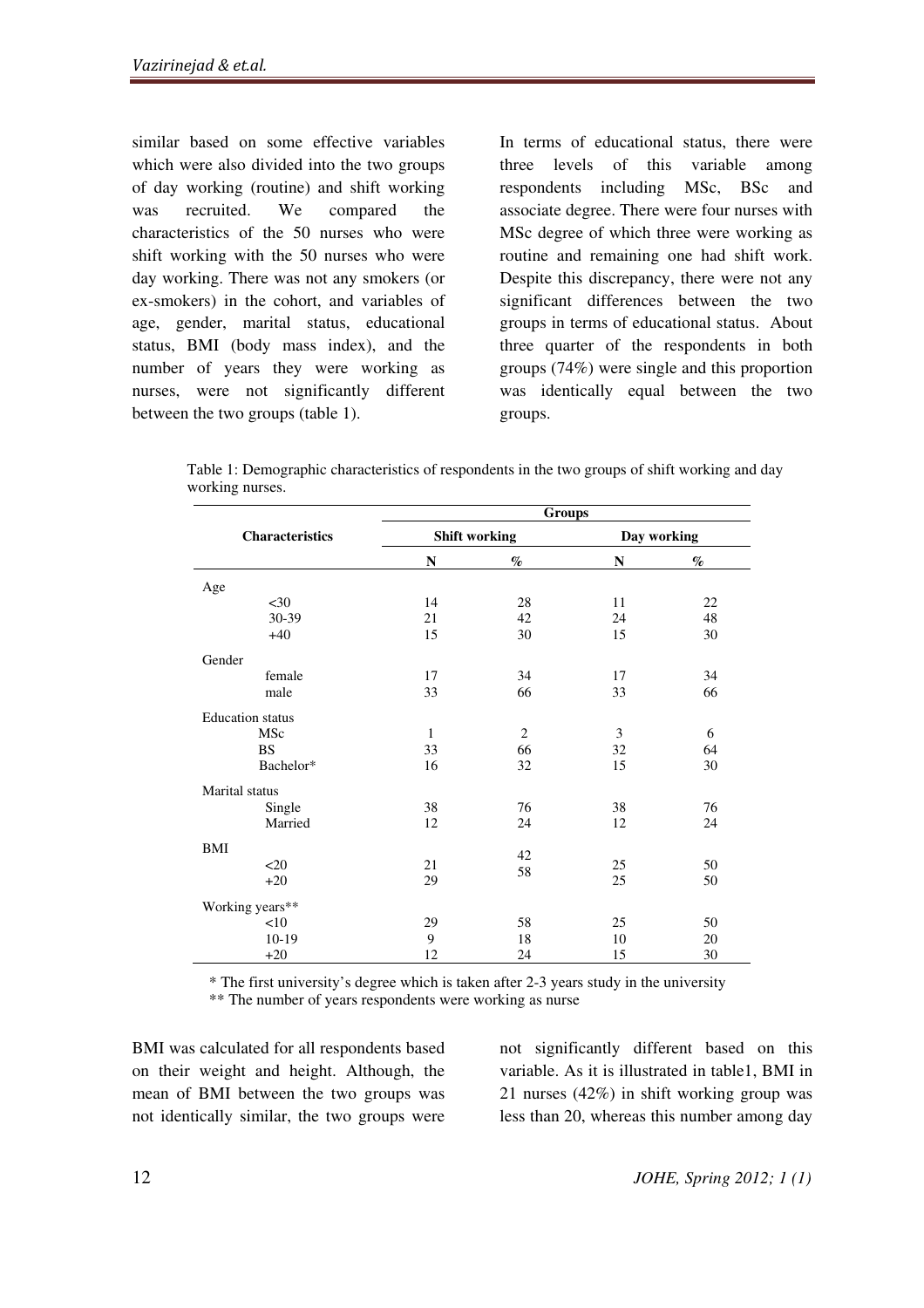similar based on some effective variables which were also divided into the two groups of day working (routine) and shift working was recruited. We compared the characteristics of the 50 nurses who were shift working with the 50 nurses who were day working. There was not any smokers (or ex-smokers) in the cohort, and variables of age, gender, marital status, educational status, BMI (body mass index), and the number of years they were working as nurses, were not significantly different between the two groups (table 1).

In terms of educational status, there were three levels of this variable among respondents including MSc, BSc and associate degree. There were four nurses with MSc degree of which three were working as routine and remaining one had shift work. Despite this discrepancy, there were not any significant differences between the two groups in terms of educational status. About three quarter of the respondents in both groups (74%) were single and this proportion was identically equal between the two groups.

Table 1: Demographic characteristics of respondents in the two groups of shift working and day working nurses.

| Characteristics | Groups | | | |
|---|---|---|---|---|
| | Shift working | | Day working | |
| | N | % | N | % |
| **Age** | | | | |
| <30 | 14 | 28 | 11 | 22 |
| 30-39 | 21 | 42 | 24 | 48 |
| +40 | 15 | 30 | 15 | 30 |
| **Gender** | | | | |
| female | 17 | 34 | 17 | 34 |
| male | 33 | 66 | 33 | 66 |
| **Education status** | | | | |
| MSc | 1 | 2 | 3 | 6 |
| BS | 33 | 66 | 32 | 64 |
| Bachelor* | 16 | 32 | 15 | 30 |
| **Marital status** | | | | |
| Single | 38 | 76 | 38 | 76 |
| Married | 12 | 24 | 12 | 24 |
| **BMI** | | | | |
| <20 | 21 | 42 | 25 | 50 |
| +20 | 29 | 58 | 25 | 50 |
| **Working years**** | | | | |
| <10 | 29 | 58 | 25 | 50 |
| 10-19 | 9 | 18 | 10 | 20 |
| +20 | 12 | 24 | 15 | 30 |

\* The first university's degree which is taken after 2-3 years study in the university

** The number of years respondents were working as nurse

BMI was calculated for all respondents based on their weight and height. Although, the mean of BMI between the two groups was not identically similar, the two groups were not significantly different based on this variable. As it is illustrated in table1, BMI in 21 nurses (42%) in shift working group was less than 20, whereas this number among day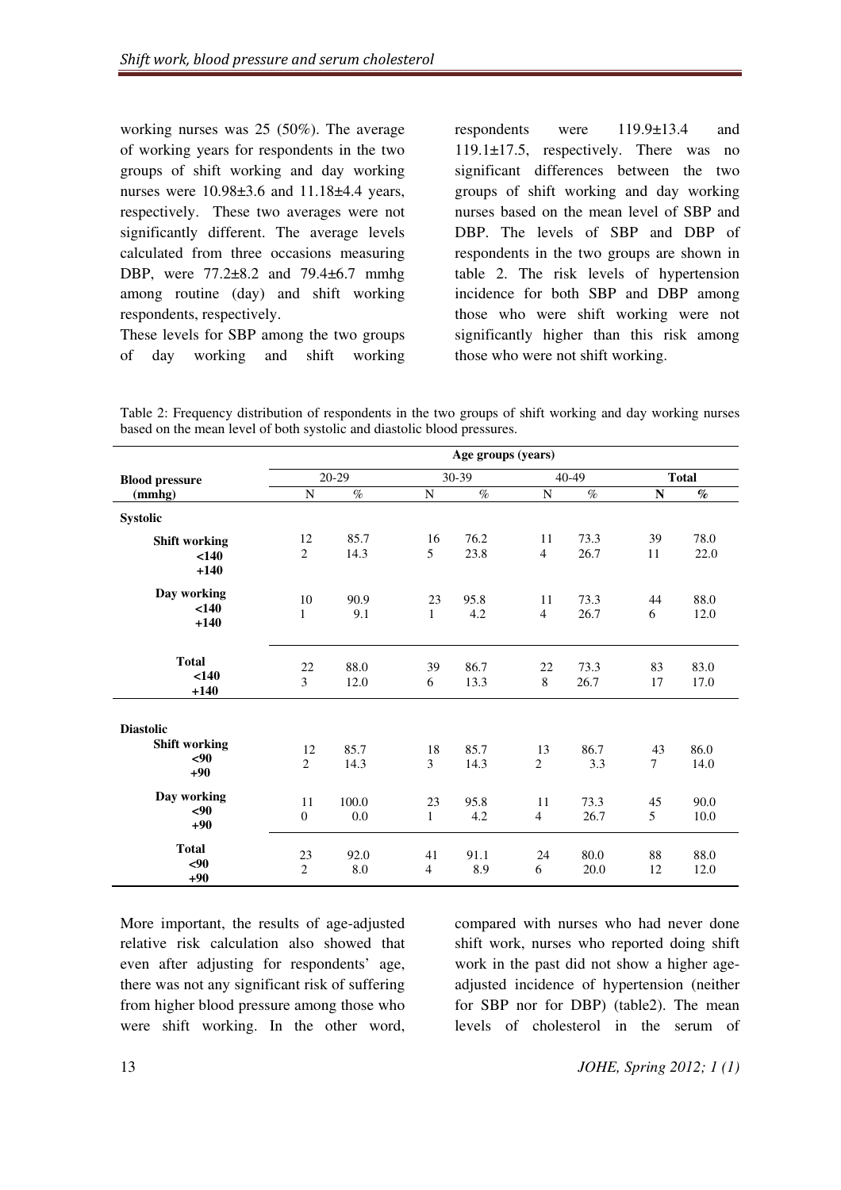working nurses was 25 (50%). The average of working years for respondents in the two groups of shift working and day working nurses were 10.98±3.6 and 11.18±4.4 years, respectively. These two averages were not significantly different. The average levels calculated from three occasions measuring DBP, were 77.2±8.2 and 79.4±6.7 mmhg among routine (day) and shift working respondents, respectively.

These levels for SBP among the two groups of day working and shift working respondents were 119.9±13.4 and 119.1±17.5, respectively. There was no significant differences between the two groups of shift working and day working nurses based on the mean level of SBP and DBP. The levels of SBP and DBP of respondents in the two groups are shown in table 2. The risk levels of hypertension incidence for both SBP and DBP among those who were shift working were not significantly higher than this risk among those who were not shift working.

Table 2: Frequency distribution of respondents in the two groups of shift working and day working nurses based on the mean level of both systolic and diastolic blood pressures.

| Blood pressure (mmhg) | Age groups (years) | | | | | | | |
|---|---|---|---|---|---|---|---|---|
| | 20-29 | | 30-39 | | 40-49 | | **Total** | |
| | N | % | N | % | N | % | **N** | **%** |
| **Systolic** | | | | | | | | |
| **Shift working** | | | | | | | | |
| **<140** | 12 | 85.7 | 16 | 76.2 | 11 | 73.3 | 39 | 78.0 |
| **+140** | 2 | 14.3 | 5 | 23.8 | 4 | 26.7 | 11 | 22.0 |
| **Day working** | | | | | | | | |
| **<140** | 10 | 90.9 | 23 | 95.8 | 11 | 73.3 | 44 | 88.0 |
| **+140** | 1 | 9.1 | 1 | 4.2 | 4 | 26.7 | 6 | 12.0 |
| **Total** | | | | | | | | |
| **<140** | 22 | 88.0 | 39 | 86.7 | 22 | 73.3 | 83 | 83.0 |
| **+140** | 3 | 12.0 | 6 | 13.3 | 8 | 26.7 | 17 | 17.0 |
| **Diastolic** | | | | | | | | |
| **Shift working** | | | | | | | | |
| **<90** | 12 | 85.7 | 18 | 85.7 | 13 | 86.7 | 43 | 86.0 |
| **+90** | 2 | 14.3 | 3 | 14.3 | 2 | 3.3 | 7 | 14.0 |
| **Day working** | | | | | | | | |
| **<90** | 11 | 100.0 | 23 | 95.8 | 11 | 73.3 | 45 | 90.0 |
| **+90** | 0 | 0.0 | 1 | 4.2 | 4 | 26.7 | 5 | 10.0 |
| **Total** | | | | | | | | |
| **<90** | 23 | 92.0 | 41 | 91.1 | 24 | 80.0 | 88 | 88.0 |
| **+90** | 2 | 8.0 | 4 | 8.9 | 6 | 20.0 | 12 | 12.0 |

More important, the results of age-adjusted relative risk calculation also showed that even after adjusting for respondents' age, there was not any significant risk of suffering from higher blood pressure among those who were shift working. In the other word, compared with nurses who had never done shift work, nurses who reported doing shift work in the past did not show a higher age-adjusted incidence of hypertension (neither for SBP nor for DBP) (table2). The mean levels of cholesterol in the serum of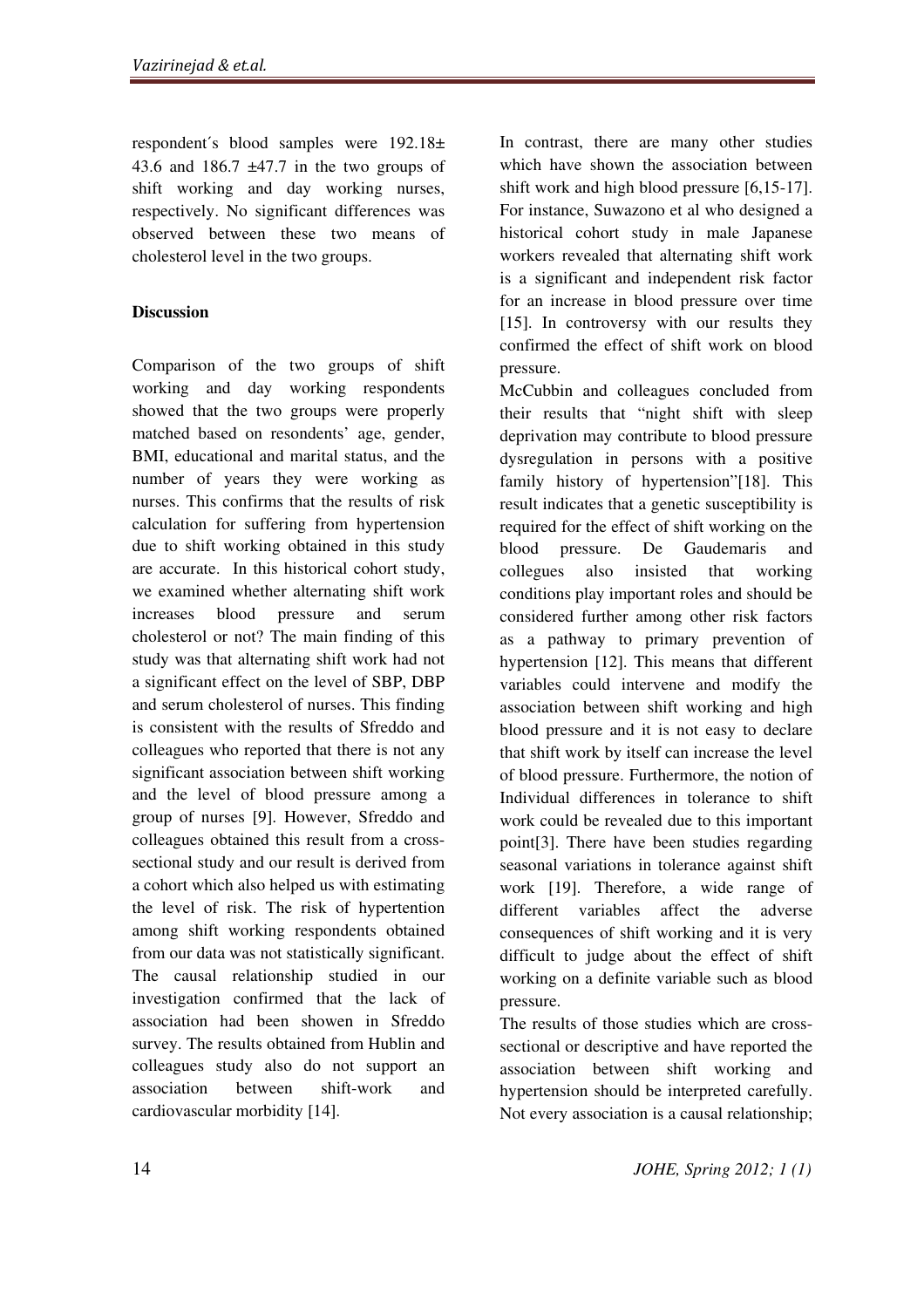respondent´s blood samples were 192.18± 43.6 and 186.7 ±47.7 in the two groups of shift working and day working nurses, respectively. No significant differences was observed between these two means of cholesterol level in the two groups.

## Discussion

Comparison of the two groups of shift working and day working respondents showed that the two groups were properly matched based on resondents' age, gender, BMI, educational and marital status, and the number of years they were working as nurses. This confirms that the results of risk calculation for suffering from hypertension due to shift working obtained in this study are accurate. In this historical cohort study, we examined whether alternating shift work increases blood pressure and serum cholesterol or not? The main finding of this study was that alternating shift work had not a significant effect on the level of SBP, DBP and serum cholesterol of nurses. This finding is consistent with the results of Sfreddo and colleagues who reported that there is not any significant association between shift working and the level of blood pressure among a group of nurses [9]. However, Sfreddo and colleagues obtained this result from a cross-sectional study and our result is derived from a cohort which also helped us with estimating the level of risk. The risk of hypertention among shift working respondents obtained from our data was not statistically significant. The causal relationship studied in our investigation confirmed that the lack of association had been showen in Sfreddo survey. The results obtained from Hublin and colleagues study also do not support an association between shift-work and cardiovascular morbidity [14].

In contrast, there are many other studies which have shown the association between shift work and high blood pressure [6,15-17]. For instance, Suwazono et al who designed a historical cohort study in male Japanese workers revealed that alternating shift work is a significant and independent risk factor for an increase in blood pressure over time [15]. In controversy with our results they confirmed the effect of shift work on blood pressure.

McCubbin and colleagues concluded from their results that "night shift with sleep deprivation may contribute to blood pressure dysregulation in persons with a positive family history of hypertension"[18]. This result indicates that a genetic susceptibility is required for the effect of shift working on the blood pressure. De Gaudemaris and collegues also insisted that working conditions play important roles and should be considered further among other risk factors as a pathway to primary prevention of hypertension [12]. This means that different variables could intervene and modify the association between shift working and high blood pressure and it is not easy to declare that shift work by itself can increase the level of blood pressure. Furthermore, the notion of Individual differences in tolerance to shift work could be revealed due to this important point[3]. There have been studies regarding seasonal variations in tolerance against shift work [19]. Therefore, a wide range of different variables affect the adverse consequences of shift working and it is very difficult to judge about the effect of shift working on a definite variable such as blood pressure.

The results of those studies which are cross-sectional or descriptive and have reported the association between shift working and hypertension should be interpreted carefully. Not every association is a causal relationship;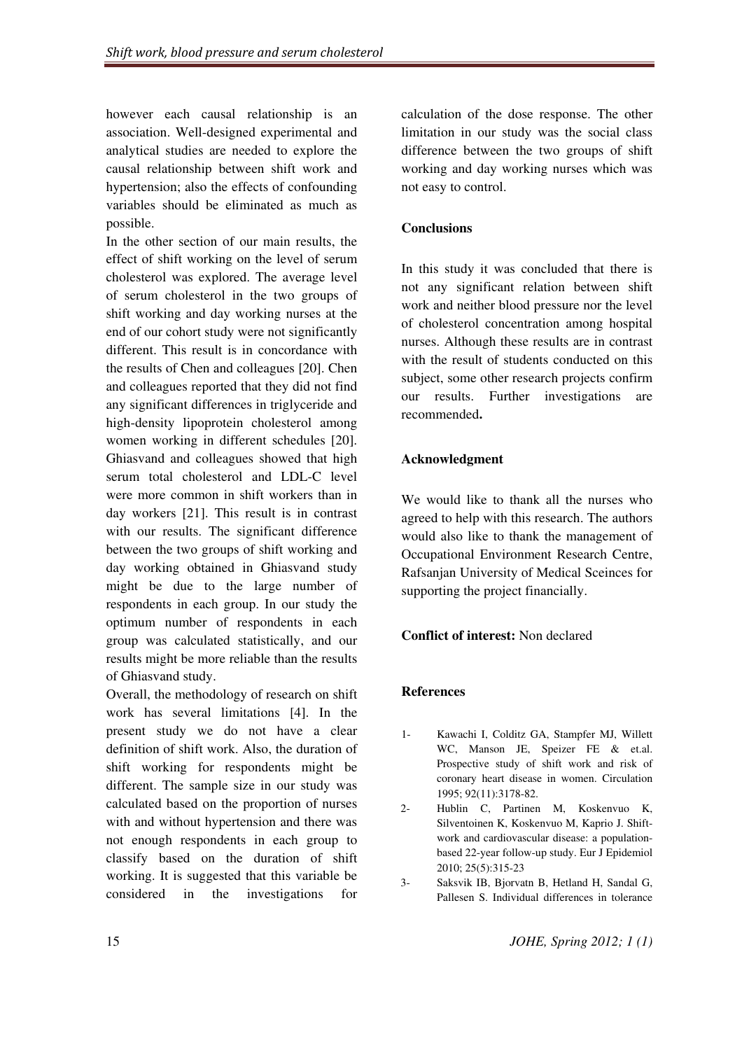however each causal relationship is an association. Well-designed experimental and analytical studies are needed to explore the causal relationship between shift work and hypertension; also the effects of confounding variables should be eliminated as much as possible.

In the other section of our main results, the effect of shift working on the level of serum cholesterol was explored. The average level of serum cholesterol in the two groups of shift working and day working nurses at the end of our cohort study were not significantly different. This result is in concordance with the results of Chen and colleagues [20]. Chen and colleagues reported that they did not find any significant differences in triglyceride and high-density lipoprotein cholesterol among women working in different schedules [20]. Ghiasvand and colleagues showed that high serum total cholesterol and LDL-C level were more common in shift workers than in day workers [21]. This result is in contrast with our results. The significant difference between the two groups of shift working and day working obtained in Ghiasvand study might be due to the large number of respondents in each group. In our study the optimum number of respondents in each group was calculated statistically, and our results might be more reliable than the results of Ghiasvand study.

Overall, the methodology of research on shift work has several limitations [4]. In the present study we do not have a clear definition of shift work. Also, the duration of shift working for respondents might be different. The sample size in our study was calculated based on the proportion of nurses with and without hypertension and there was not enough respondents in each group to classify based on the duration of shift working. It is suggested that this variable be considered in the investigations for calculation of the dose response. The other limitation in our study was the social class difference between the two groups of shift working and day working nurses which was not easy to control.

## Conclusions

In this study it was concluded that there is not any significant relation between shift work and neither blood pressure nor the level of cholesterol concentration among hospital nurses. Although these results are in contrast with the result of students conducted on this subject, some other research projects confirm our results. Further investigations are recommended**.**

## Acknowledgment

We would like to thank all the nurses who agreed to help with this research. The authors would also like to thank the management of Occupational Environment Research Centre, Rafsanjan University of Medical Sceinces for supporting the project financially.

**Conflict of interest:** Non declared

## References

1- Kawachi I, Colditz GA, Stampfer MJ, Willett WC, Manson JE, Speizer FE & et.al. Prospective study of shift work and risk of coronary heart disease in women. Circulation 1995; 92(11):3178-82.

2- Hublin C, Partinen M, Koskenvuo K, Silventoinen K, Koskenvuo M, Kaprio J. Shift-work and cardiovascular disease: a population-based 22-year follow-up study. Eur J Epidemiol 2010; 25(5):315-23

3- Saksvik IB, Bjorvatn B, Hetland H, Sandal G, Pallesen S. Individual differences in tolerance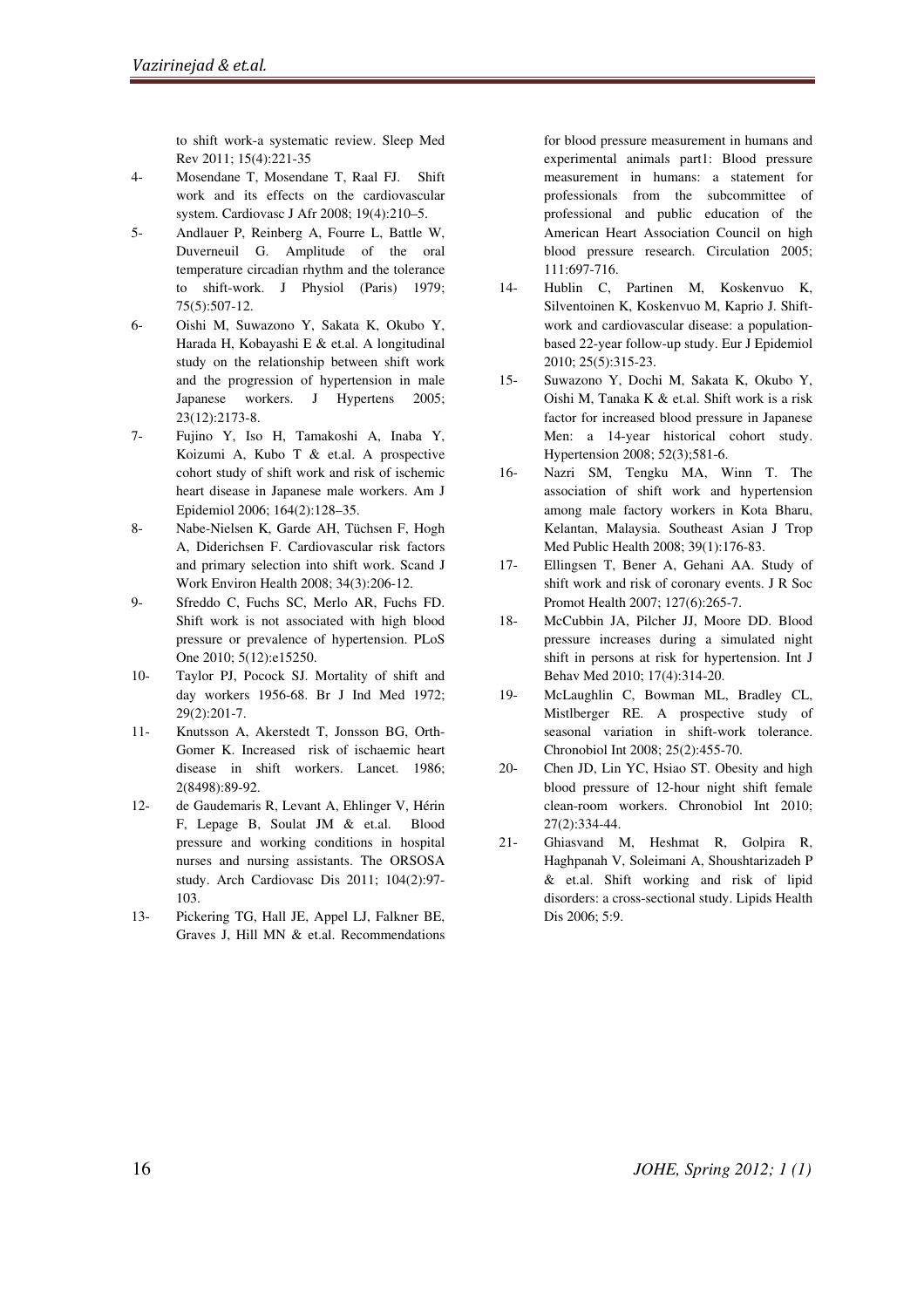to shift work-a systematic review. Sleep Med Rev 2011; 15(4):221-35

4- Mosendane T, Mosendane T, Raal FJ. Shift work and its effects on the cardiovascular system. Cardiovasc J Afr 2008; 19(4):210–5.

5- Andlauer P, Reinberg A, Fourre L, Battle W, Duverneuil G. Amplitude of the oral temperature circadian rhythm and the tolerance to shift-work. J Physiol (Paris) 1979; 75(5):507-12.

6- Oishi M, Suwazono Y, Sakata K, Okubo Y, Harada H, Kobayashi E & et.al. A longitudinal study on the relationship between shift work and the progression of hypertension in male Japanese workers. J Hypertens 2005; 23(12):2173-8.

7- Fujino Y, Iso H, Tamakoshi A, Inaba Y, Koizumi A, Kubo T & et.al. A prospective cohort study of shift work and risk of ischemic heart disease in Japanese male workers. Am J Epidemiol 2006; 164(2):128–35.

8- Nabe-Nielsen K, Garde AH, Tüchsen F, Hogh A, Diderichsen F. Cardiovascular risk factors and primary selection into shift work. Scand J Work Environ Health 2008; 34(3):206-12.

9- Sfreddo C, Fuchs SC, Merlo AR, Fuchs FD. Shift work is not associated with high blood pressure or prevalence of hypertension. PLoS One 2010; 5(12):e15250.

10- Taylor PJ, Pocock SJ. Mortality of shift and day workers 1956-68. Br J Ind Med 1972; 29(2):201-7.

11- Knutsson A, Akerstedt T, Jonsson BG, Orth-Gomer K. Increased risk of ischaemic heart disease in shift workers. Lancet. 1986; 2(8498):89-92.

12- de Gaudemaris R, Levant A, Ehlinger V, Hérin F, Lepage B, Soulat JM & et.al. Blood pressure and working conditions in hospital nurses and nursing assistants. The ORSOSA study. Arch Cardiovasc Dis 2011; 104(2):97-103.

13- Pickering TG, Hall JE, Appel LJ, Falkner BE, Graves J, Hill MN & et.al. Recommendations for blood pressure measurement in humans and experimental animals part1: Blood pressure measurement in humans: a statement for professionals from the subcommittee of professional and public education of the American Heart Association Council on high blood pressure research. Circulation 2005; 111:697-716.

14- Hublin C, Partinen M, Koskenvuo K, Silventoinen K, Koskenvuo M, Kaprio J. Shift-work and cardiovascular disease: a population-based 22-year follow-up study. Eur J Epidemiol 2010; 25(5):315-23.

15- Suwazono Y, Dochi M, Sakata K, Okubo Y, Oishi M, Tanaka K & et.al. Shift work is a risk factor for increased blood pressure in Japanese Men: a 14-year historical cohort study. Hypertension 2008; 52(3);581-6.

16- Nazri SM, Tengku MA, Winn T. The association of shift work and hypertension among male factory workers in Kota Bharu, Kelantan, Malaysia. Southeast Asian J Trop Med Public Health 2008; 39(1):176-83.

17- Ellingsen T, Bener A, Gehani AA. Study of shift work and risk of coronary events. J R Soc Promot Health 2007; 127(6):265-7.

18- McCubbin JA, Pilcher JJ, Moore DD. Blood pressure increases during a simulated night shift in persons at risk for hypertension. Int J Behav Med 2010; 17(4):314-20.

19- McLaughlin C, Bowman ML, Bradley CL, Mistlberger RE. A prospective study of seasonal variation in shift-work tolerance. Chronobiol Int 2008; 25(2):455-70.

20- Chen JD, Lin YC, Hsiao ST. Obesity and high blood pressure of 12-hour night shift female clean-room workers. Chronobiol Int 2010; 27(2):334-44.

21- Ghiasvand M, Heshmat R, Golpira R, Haghpanah V, Soleimani A, Shoushtarizadeh P & et.al. Shift working and risk of lipid disorders: a cross-sectional study. Lipids Health Dis 2006; 5:9.